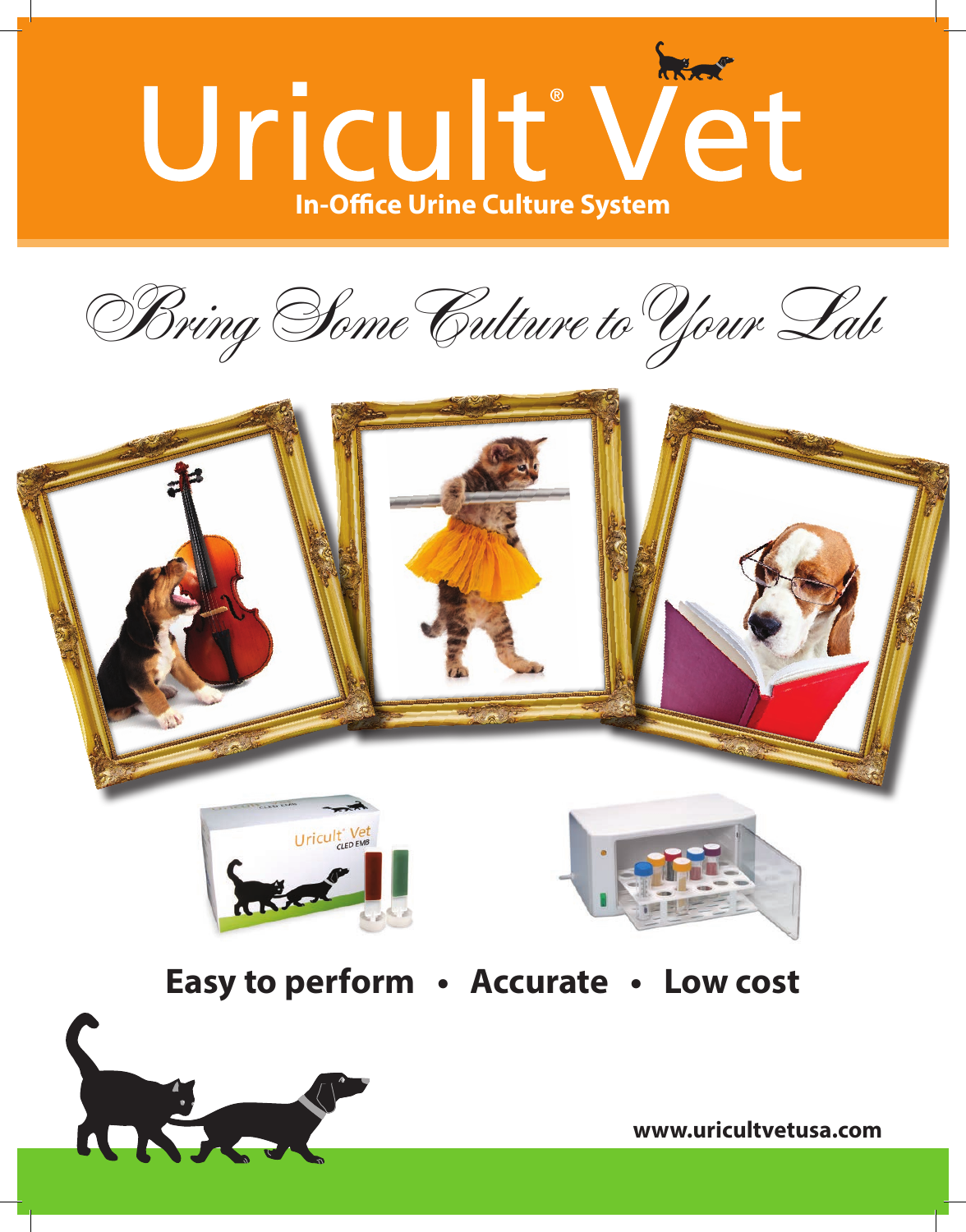# Uricult® Vet

**In-Office Urine Culture System**

*Bring Some Culture to Your Lab*

**Easy to perform • Accurate • Low cost**

**www.uricultvetusa.com**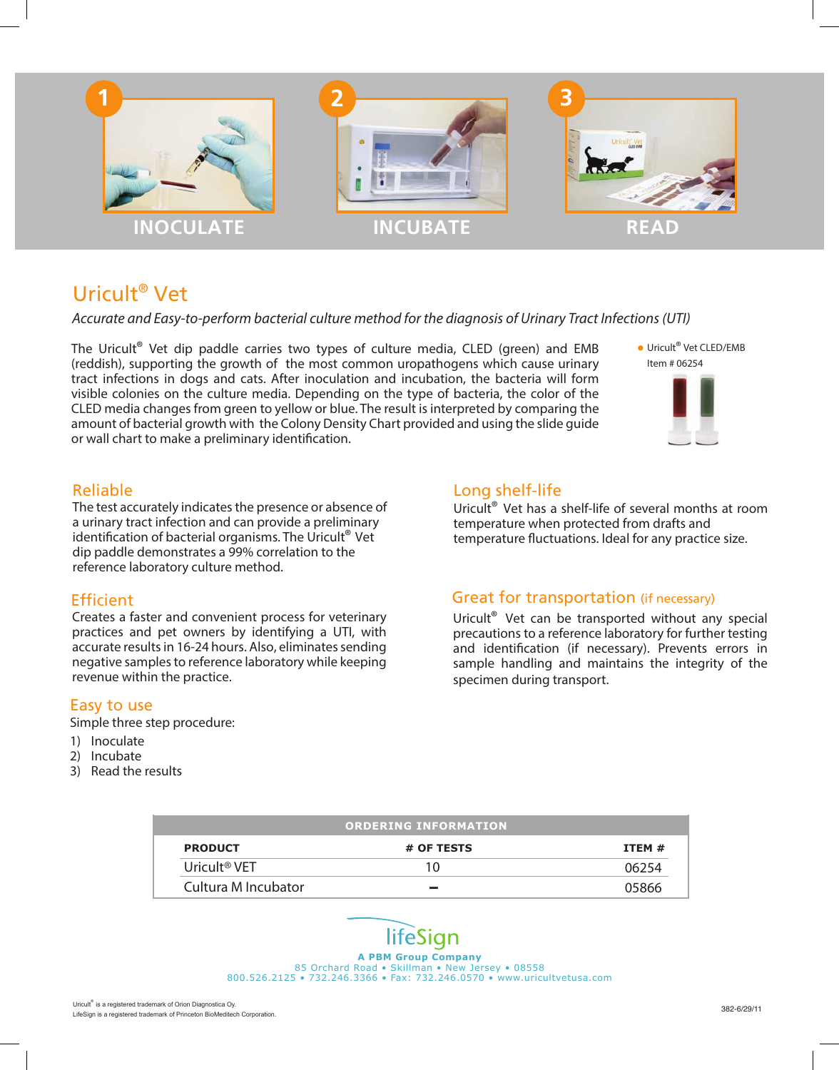1 INOCULATE

2 INCUBATE

3 READ

# Uricult® Vet

*Accurate and Easy-to-perform bacterial culture method for the diagnosis of Urinary Tract Infections (UTI)*

The Uricult® Vet dip paddle carries two types of culture media, CLED (green) and EMB (reddish), supporting the growth of the most common uropathogens which cause urinary tract infections in dogs and cats. After inoculation and incubation, the bacteria will form visible colonies on the culture media. Depending on the type of bacteria, the color of the CLED media changes from green to yellow or blue. The result is interpreted by comparing the amount of bacterial growth with the Colony Density Chart provided and using the slide guide or wall chart to make a preliminary identification.

- Uricult® Vet CLED/EMB
  Item # 06254

## Reliable

The test accurately indicates the presence or absence of a urinary tract infection and can provide a preliminary identification of bacterial organisms. The Uricult® Vet dip paddle demonstrates a 99% correlation to the reference laboratory culture method.

## Efficient

Creates a faster and convenient process for veterinary practices and pet owners by identifying a UTI, with accurate results in 16-24 hours. Also, eliminates sending negative samples to reference laboratory while keeping revenue within the practice.

## Easy to use

Simple three step procedure:

1) Inoculate
2) Incubate
3) Read the results

## Long shelf-life

Uricult® Vet has a shelf-life of several months at room temperature when protected from drafts and temperature fluctuations. Ideal for any practice size.

## Great for transportation (if necessary)

Uricult® Vet can be transported without any special precautions to a reference laboratory for further testing and identification (if necessary). Prevents errors in sample handling and maintains the integrity of the specimen during transport.

**ORDERING INFORMATION**

| PRODUCT | # OF TESTS | ITEM # |
|---|---|---|
| Uricult® VET | 10 | 06254 |
| Cultura M Incubator | – | 05866 |

lifeSign

**A PBM Group Company**

85 Orchard Road • Skillman • New Jersey • 08558
800.526.2125 • 732.246.3366 • Fax: 732.246.0570 • www.uricultvetusa.com

Uricult® is a registered trademark of Orion Diagnostica Oy.
LifeSign is a registered trademark of Princeton BioMeditech Corporation.

382-6/29/11